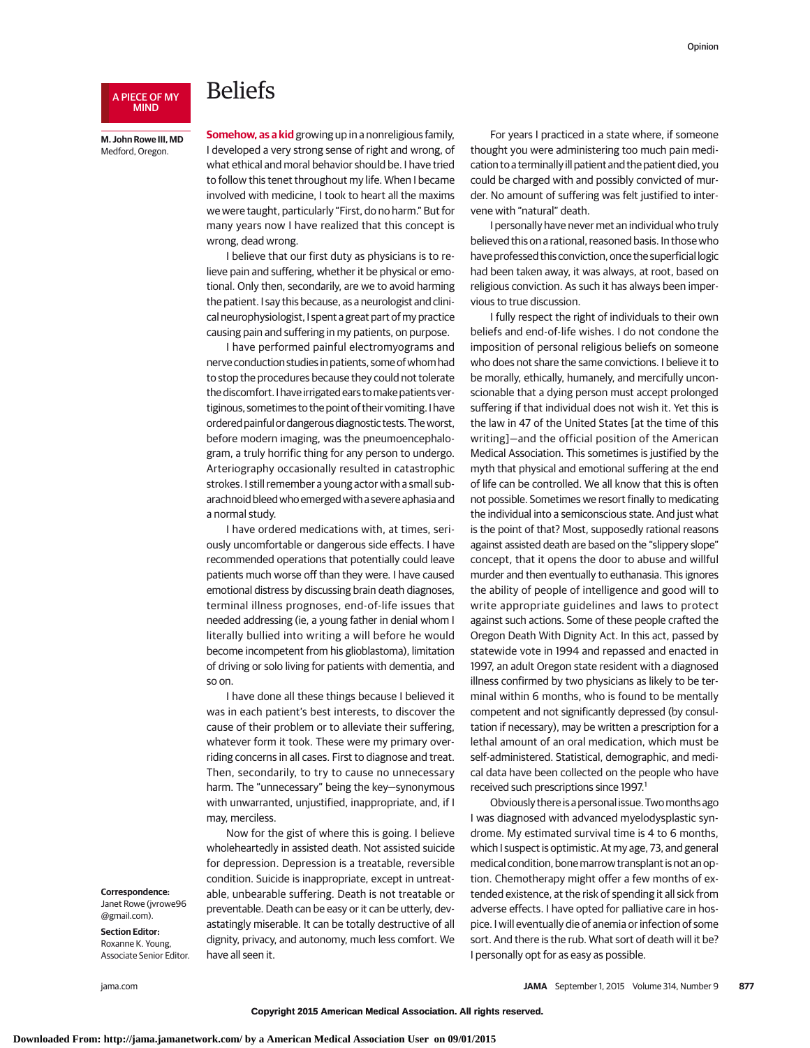A PIECE OF MY MIND

# Beliefs

**M. John Rowe III, MD**
Medford, Oregon.

**Somehow, as a kid** growing up in a nonreligious family, I developed a very strong sense of right and wrong, of what ethical and moral behavior should be. I have tried to follow this tenet throughout my life. When I became involved with medicine, I took to heart all the maxims we were taught, particularly "First, do no harm." But for many years now I have realized that this concept is wrong, dead wrong.

I believe that our first duty as physicians is to relieve pain and suffering, whether it be physical or emotional. Only then, secondarily, are we to avoid harming the patient. I say this because, as a neurologist and clinical neurophysiologist, I spent a great part of my practice causing pain and suffering in my patients, on purpose.

I have performed painful electromyograms and nerve conduction studies in patients, some of whom had to stop the procedures because they could not tolerate the discomfort. I have irrigated ears to make patients vertiginous, sometimes to the point of their vomiting. I have ordered painful or dangerous diagnostic tests. The worst, before modern imaging, was the pneumoencephalogram, a truly horrific thing for any person to undergo. Arteriography occasionally resulted in catastrophic strokes. I still remember a young actor with a small subarachnoid bleed who emerged with a severe aphasia and a normal study.

I have ordered medications with, at times, seriously uncomfortable or dangerous side effects. I have recommended operations that potentially could leave patients much worse off than they were. I have caused emotional distress by discussing brain death diagnoses, terminal illness prognoses, end-of-life issues that needed addressing (ie, a young father in denial whom I literally bullied into writing a will before he would become incompetent from his glioblastoma), limitation of driving or solo living for patients with dementia, and so on.

I have done all these things because I believed it was in each patient's best interests, to discover the cause of their problem or to alleviate their suffering, whatever form it took. These were my primary overriding concerns in all cases. First to diagnose and treat. Then, secondarily, to try to cause no unnecessary harm. The "unnecessary" being the key—synonymous with unwarranted, unjustified, inappropriate, and, if I may, merciless.

Now for the gist of where this is going. I believe wholeheartedly in assisted death. Not assisted suicide for depression. Depression is a treatable, reversible condition. Suicide is inappropriate, except in untreatable, unbearable suffering. Death is not treatable or preventable. Death can be easy or it can be utterly, devastatingly miserable. It can be totally destructive of all dignity, privacy, and autonomy, much less comfort. We have all seen it.

For years I practiced in a state where, if someone thought you were administering too much pain medication to a terminally ill patient and the patient died, you could be charged with and possibly convicted of murder. No amount of suffering was felt justified to intervene with "natural" death.

I personally have never met an individual who truly believed this on a rational, reasoned basis. In those who have professed this conviction, once the superficial logic had been taken away, it was always, at root, based on religious conviction. As such it has always been impervious to true discussion.

I fully respect the right of individuals to their own beliefs and end-of-life wishes. I do not condone the imposition of personal religious beliefs on someone who does not share the same convictions. I believe it to be morally, ethically, humanely, and mercifully unconscionable that a dying person must accept prolonged suffering if that individual does not wish it. Yet this is the law in 47 of the United States [at the time of this writing]—and the official position of the American Medical Association. This sometimes is justified by the myth that physical and emotional suffering at the end of life can be controlled. We all know that this is often not possible. Sometimes we resort finally to medicating the individual into a semiconscious state. And just what is the point of that? Most, supposedly rational reasons against assisted death are based on the "slippery slope" concept, that it opens the door to abuse and willful murder and then eventually to euthanasia. This ignores the ability of people of intelligence and good will to write appropriate guidelines and laws to protect against such actions. Some of these people crafted the Oregon Death With Dignity Act. In this act, passed by statewide vote in 1994 and repassed and enacted in 1997, an adult Oregon state resident with a diagnosed illness confirmed by two physicians as likely to be terminal within 6 months, who is found to be mentally competent and not significantly depressed (by consultation if necessary), may be written a prescription for a lethal amount of an oral medication, which must be self-administered. Statistical, demographic, and medical data have been collected on the people who have received such prescriptions since 1997.[1]

Obviously there is a personal issue. Two months ago I was diagnosed with advanced myelodysplastic syndrome. My estimated survival time is 4 to 6 months, which I suspect is optimistic. At my age, 73, and general medical condition, bone marrow transplant is not an option. Chemotherapy might offer a few months of extended existence, at the risk of spending it all sick from adverse effects. I have opted for palliative care in hospice. I will eventually die of anemia or infection of some sort. And there is the rub. What sort of death will it be? I personally opt for as easy as possible.

**Correspondence:** Janet Rowe (jvrowe96@gmail.com).

**Section Editor:** Roxanne K. Young, Associate Senior Editor.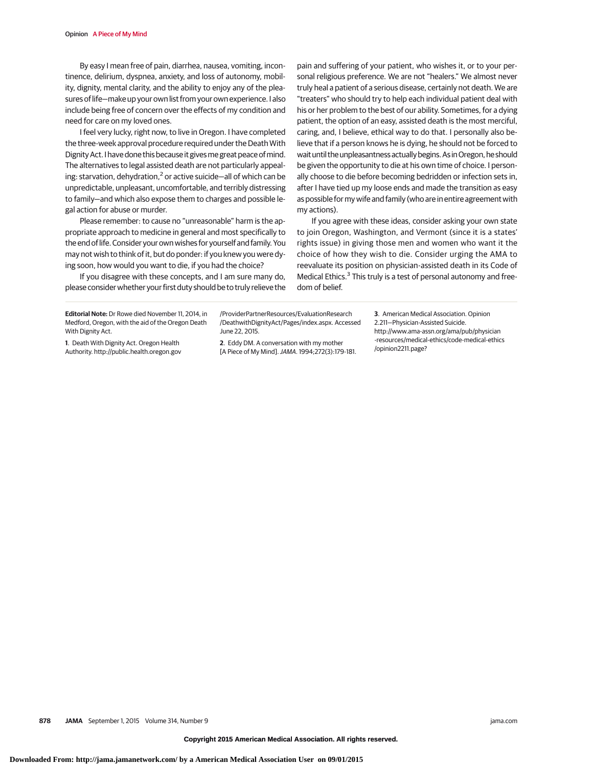By easy I mean free of pain, diarrhea, nausea, vomiting, incontinence, delirium, dyspnea, anxiety, and loss of autonomy, mobility, dignity, mental clarity, and the ability to enjoy any of the pleasures of life—make up your own list from your own experience. I also include being free of concern over the effects of my condition and need for care on my loved ones.

I feel very lucky, right now, to live in Oregon. I have completed the three-week approval procedure required under the Death With Dignity Act. I have done this because it gives me great peace of mind. The alternatives to legal assisted death are not particularly appealing: starvation, dehydration,[2] or active suicide—all of which can be unpredictable, unpleasant, uncomfortable, and terribly distressing to family—and which also expose them to charges and possible legal action for abuse or murder.

Please remember: to cause no "unreasonable" harm is the appropriate approach to medicine in general and most specifically to the end of life. Consider your own wishes for yourself and family. You may not wish to think of it, but do ponder: if you knew you were dying soon, how would you want to die, if you had the choice?

If you disagree with these concepts, and I am sure many do, please consider whether your first duty should be to truly relieve the pain and suffering of your patient, who wishes it, or to your personal religious preference. We are not "healers." We almost never truly heal a patient of a serious disease, certainly not death. We are "treaters" who should try to help each individual patient deal with his or her problem to the best of our ability. Sometimes, for a dying patient, the option of an easy, assisted death is the most merciful, caring, and, I believe, ethical way to do that. I personally also believe that if a person knows he is dying, he should not be forced to wait until the unpleasantness actually begins. As in Oregon, he should be given the opportunity to die at his own time of choice. I personally choose to die before becoming bedridden or infection sets in, after I have tied up my loose ends and made the transition as easy as possible for my wife and family (who are in entire agreement with my actions).

If you agree with these ideas, consider asking your own state to join Oregon, Washington, and Vermont (since it is a states' rights issue) in giving those men and women who want it the choice of how they wish to die. Consider urging the AMA to reevaluate its position on physician-assisted death in its Code of Medical Ethics.[3] This truly is a test of personal autonomy and freedom of belief.

**Editorial Note:** Dr Rowe died November 11, 2014, in Medford, Oregon, with the aid of the Oregon Death With Dignity Act.

1. Death With Dignity Act. Oregon Health Authority. http://public.health.oregon.gov/ProviderPartnerResources/EvaluationResearch/DeathwithDignityAct/Pages/index.aspx. Accessed June 22, 2015.

2. Eddy DM. A conversation with my mother [A Piece of My Mind]. *JAMA*. 1994;272(3):179-181.

3. American Medical Association. Opinion 2.211—Physician-Assisted Suicide. http://www.ama-assn.org/ama/pub/physician-resources/medical-ethics/code-medical-ethics/opinion2211.page?